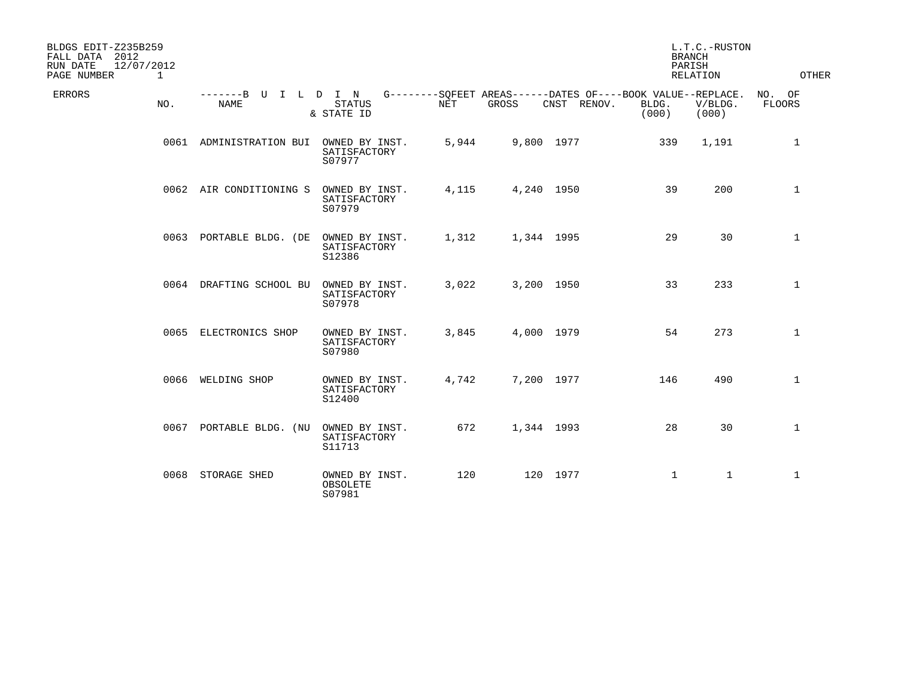BLDGS EDIT-Z235B259
FALL DATA 2012
RUN DATE 12/07/2012
PAGE NUMBER 1

L.T.C.-RUSTON
BRANCH
PARISH
RELATION

OTHER

| ERRORS | NO. | BUILDING NAME | STATUS & STATE ID | SQFEET AREAS NET | SQFEET AREAS GROSS | DATES OF CNST | DATES OF RENOV. | BOOK VALUE BLDG. (000) | REPLACE. V/BLDG. (000) | NO. OF FLOORS |
|---|---|---|---|---|---|---|---|---|---|---|
| | 0061 | ADMINISTRATION BUI | OWNED BY INST. SATISFACTORY S07977 | 5,944 | 9,800 | 1977 | | 339 | 1,191 | 1 |
| | 0062 | AIR CONDITIONING S | OWNED BY INST. SATISFACTORY S07979 | 4,115 | 4,240 | 1950 | | 39 | 200 | 1 |
| | 0063 | PORTABLE BLDG. (DE | OWNED BY INST. SATISFACTORY S12386 | 1,312 | 1,344 | 1995 | | 29 | 30 | 1 |
| | 0064 | DRAFTING SCHOOL BU | OWNED BY INST. SATISFACTORY S07978 | 3,022 | 3,200 | 1950 | | 33 | 233 | 1 |
| | 0065 | ELECTRONICS SHOP | OWNED BY INST. SATISFACTORY S07980 | 3,845 | 4,000 | 1979 | | 54 | 273 | 1 |
| | 0066 | WELDING SHOP | OWNED BY INST. SATISFACTORY S12400 | 4,742 | 7,200 | 1977 | | 146 | 490 | 1 |
| | 0067 | PORTABLE BLDG. (NU | OWNED BY INST. SATISFACTORY S11713 | 672 | 1,344 | 1993 | | 28 | 30 | 1 |
| | 0068 | STORAGE SHED | OWNED BY INST. OBSOLETE S07981 | 120 | 120 | 1977 | | 1 | 1 | 1 |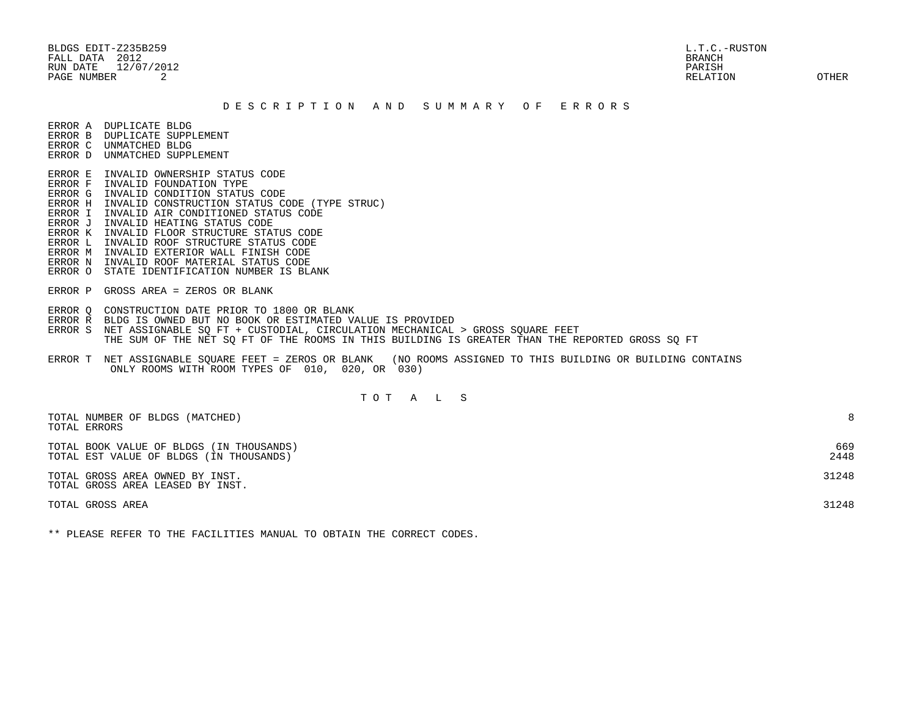BLDGS EDIT-Z235B259
FALL DATA 2012
RUN DATE 12/07/2012
PAGE NUMBER 2

L.T.C.-RUSTON
BRANCH
PARISH
RELATION OTHER

## D E S C R I P T I O N  A N D  S U M M A R Y  O F  E R R O R S

ERROR A DUPLICATE BLDG
ERROR B DUPLICATE SUPPLEMENT
ERROR C UNMATCHED BLDG
ERROR D UNMATCHED SUPPLEMENT

ERROR E INVALID OWNERSHIP STATUS CODE
ERROR F INVALID FOUNDATION TYPE
ERROR G INVALID CONDITION STATUS CODE
ERROR H INVALID CONSTRUCTION STATUS CODE (TYPE STRUC)
ERROR I INVALID AIR CONDITIONED STATUS CODE
ERROR J INVALID HEATING STATUS CODE
ERROR K INVALID FLOOR STRUCTURE STATUS CODE
ERROR L INVALID ROOF STRUCTURE STATUS CODE
ERROR M INVALID EXTERIOR WALL FINISH CODE
ERROR N INVALID ROOF MATERIAL STATUS CODE
ERROR O STATE IDENTIFICATION NUMBER IS BLANK

ERROR P GROSS AREA = ZEROS OR BLANK

ERROR Q CONSTRUCTION DATE PRIOR TO 1800 OR BLANK
ERROR R BLDG IS OWNED BUT NO BOOK OR ESTIMATED VALUE IS PROVIDED
ERROR S NET ASSIGNABLE SQ FT + CUSTODIAL, CIRCULATION MECHANICAL > GROSS SQUARE FEET
THE SUM OF THE NET SQ FT OF THE ROOMS IN THIS BUILDING IS GREATER THAN THE REPORTED GROSS SQ FT

ERROR T NET ASSIGNABLE SQUARE FEET = ZEROS OR BLANK (NO ROOMS ASSIGNED TO THIS BUILDING OR BUILDING CONTAINS ONLY ROOMS WITH ROOM TYPES OF 010, 020, OR 030)

## T O T A L S

| | |
|---|---|
| TOTAL NUMBER OF BLDGS (MATCHED) | 8 |
| TOTAL ERRORS | |
| TOTAL BOOK VALUE OF BLDGS (IN THOUSANDS) | 669 |
| TOTAL EST VALUE OF BLDGS (IN THOUSANDS) | 2448 |
| TOTAL GROSS AREA OWNED BY INST. | 31248 |
| TOTAL GROSS AREA LEASED BY INST. | |
| TOTAL GROSS AREA | 31248 |

** PLEASE REFER TO THE FACILITIES MANUAL TO OBTAIN THE CORRECT CODES.